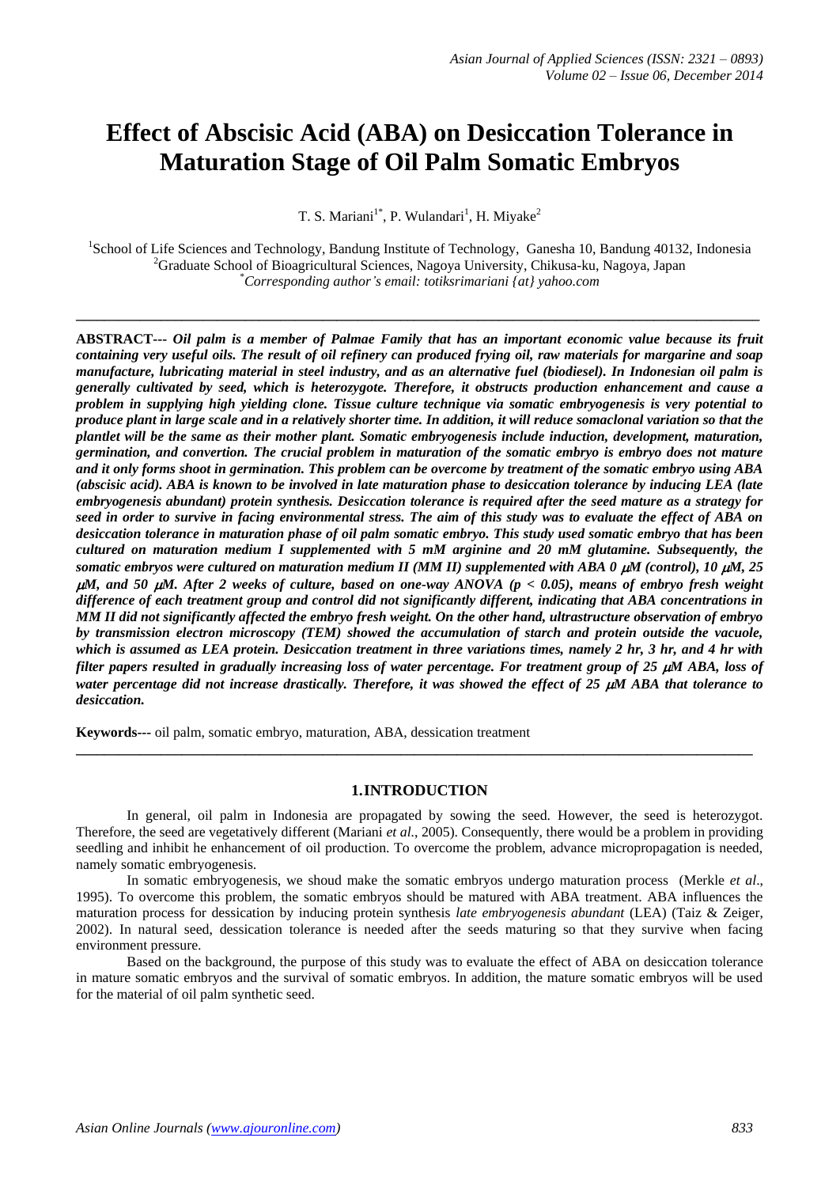# Effect of Abscisic Acid (ABA) on Desiccation Tolerance in Maturation Stage of Oil Palm Somatic Embryos

T. S. Mariani[1*], P. Wulandari[1], H. Miyake[2]

[1]School of Life Sciences and Technology, Bandung Institute of Technology, Ganesha 10, Bandung 40132, Indonesia
[2]Graduate School of Bioagricultural Sciences, Nagoya University, Chikusa-ku, Nagoya, Japan
*Corresponding author's email: totiksrimariani {at} yahoo.com

---

**ABSTRACT---** ***Oil palm is a member of Palmae Family that has an important economic value because its fruit containing very useful oils. The result of oil refinery can produced frying oil, raw materials for margarine and soap manufacture, lubricating material in steel industry, and as an alternative fuel (biodiesel). In Indonesian oil palm is generally cultivated by seed, which is heterozygote. Therefore, it obstructs production enhancement and cause a problem in supplying high yielding clone. Tissue culture technique via somatic embryogenesis is very potential to produce plant in large scale and in a relatively shorter time. In addition, it will reduce somaclonal variation so that the plantlet will be the same as their mother plant. Somatic embryogenesis include induction, development, maturation, germination, and convertion. The crucial problem in maturation of the somatic embryo is embryo does not mature and it only forms shoot in germination. This problem can be overcome by treatment of the somatic embryo using ABA (abscisic acid). ABA is known to be involved in late maturation phase to desiccation tolerance by inducing LEA (late embryogenesis abundant) protein synthesis. Desiccation tolerance is required after the seed mature as a strategy for seed in order to survive in facing environmental stress. The aim of this study was to evaluate the effect of ABA on desiccation tolerance in maturation phase of oil palm somatic embryo. This study used somatic embryo that has been cultured on maturation medium I supplemented with 5 mM arginine and 20 mM glutamine. Subsequently, the somatic embryos were cultured on maturation medium II (MM II) supplemented with ABA 0 μM (control), 10 μM, 25 μM, and 50 μM. After 2 weeks of culture, based on one-way ANOVA ($p < 0.05$), means of embryo fresh weight difference of each treatment group and control did not significantly different, indicating that ABA concentrations in MM II did not significantly affected the embryo fresh weight. On the other hand, ultrastructure observation of embryo by transmission electron microscopy (TEM) showed the accumulation of starch and protein outside the vacuole, which is assumed as LEA protein. Desiccation treatment in three variations times, namely 2 hr, 3 hr, and 4 hr with filter papers resulted in gradually increasing loss of water percentage. For treatment group of 25 μM ABA, loss of water percentage did not increase drastically. Therefore, it was showed the effect of 25 μM ABA that tolerance to desiccation.***

**Keywords---** oil palm, somatic embryo, maturation, ABA, dessication treatment

---

## 1.INTRODUCTION

In general, oil palm in Indonesia are propagated by sowing the seed. However, the seed is heterozygot. Therefore, the seed are vegetatively different (Mariani *et al.*, 2005). Consequently, there would be a problem in providing seedling and inhibit he enhancement of oil production. To overcome the problem, advance micropropagation is needed, namely somatic embryogenesis.

In somatic embryogenesis, we shoud make the somatic embryos undergo maturation process (Merkle *et al*., 1995). To overcome this problem, the somatic embryos should be matured with ABA treatment. ABA influences the maturation process for dessication by inducing protein synthesis *late embryogenesis abundant* (LEA) (Taiz & Zeiger, 2002). In natural seed, dessication tolerance is needed after the seeds maturing so that they survive when facing environment pressure.

Based on the background, the purpose of this study was to evaluate the effect of ABA on desiccation tolerance in mature somatic embryos and the survival of somatic embryos. In addition, the mature somatic embryos will be used for the material of oil palm synthetic seed.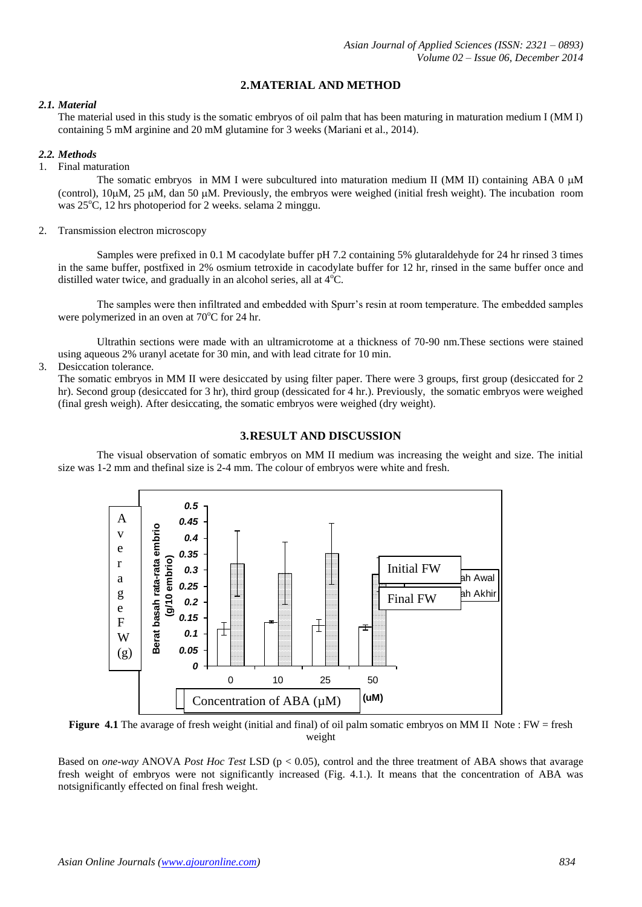## 2. MATERIAL AND METHOD

### *2.1. Material*

The material used in this study is the somatic embryos of oil palm that has been maturing in maturation medium I (MM I) containing 5 mM arginine and 20 mM glutamine for 3 weeks (Mariani et al., 2014).

### *2.2. Methods*

1. Final maturation

   The somatic embryos in MM I were subcultured into maturation medium II (MM II) containing ABA 0 μM (control), 10μM, 25 μM, dan 50 μM. Previously, the embryos were weighed (initial fresh weight). The incubation room was 25°C, 12 hrs photoperiod for 2 weeks. selama 2 minggu.

2. Transmission electron microscopy

   Samples were prefixed in 0.1 M cacodylate buffer pH 7.2 containing 5% glutaraldehyde for 24 hr rinsed 3 times in the same buffer, postfixed in 2% osmium tetroxide in cacodylate buffer for 12 hr, rinsed in the same buffer once and distilled water twice, and gradually in an alcohol series, all at 4°C.

   The samples were then infiltrated and embedded with Spurr's resin at room temperature. The embedded samples were polymerized in an oven at 70°C for 24 hr.

   Ultrathin sections were made with an ultramicrotome at a thickness of 70-90 nm.These sections were stained using aqueous 2% uranyl acetate for 30 min, and with lead citrate for 10 min.

3. Desiccation tolerance.

   The somatic embryos in MM II were desiccated by using filter paper. There were 3 groups, first group (desiccated for 2 hr). Second group (desiccated for 3 hr), third group (dessicated for 4 hr.). Previously, the somatic embryos were weighed (final gresh weigh). After desiccating, the somatic embryos were weighed (dry weight).

## 3. RESULT AND DISCUSSION

The visual observation of somatic embryos on MM II medium was increasing the weight and size. The initial size was 1-2 mm and thefinal size is 2-4 mm. The colour of embryos were white and fresh.

**Figure 4.1** The avarage of fresh weight (initial and final) of oil palm somatic embryos on MM II Note : FW = fresh weight

Based on *one-way* ANOVA *Post Hoc Test* LSD ($p < 0.05$), control and the three treatment of ABA shows that avarage fresh weight of embryos were not significantly increased (Fig. 4.1.). It means that the concentration of ABA was notsignificantly effected on final fresh weight.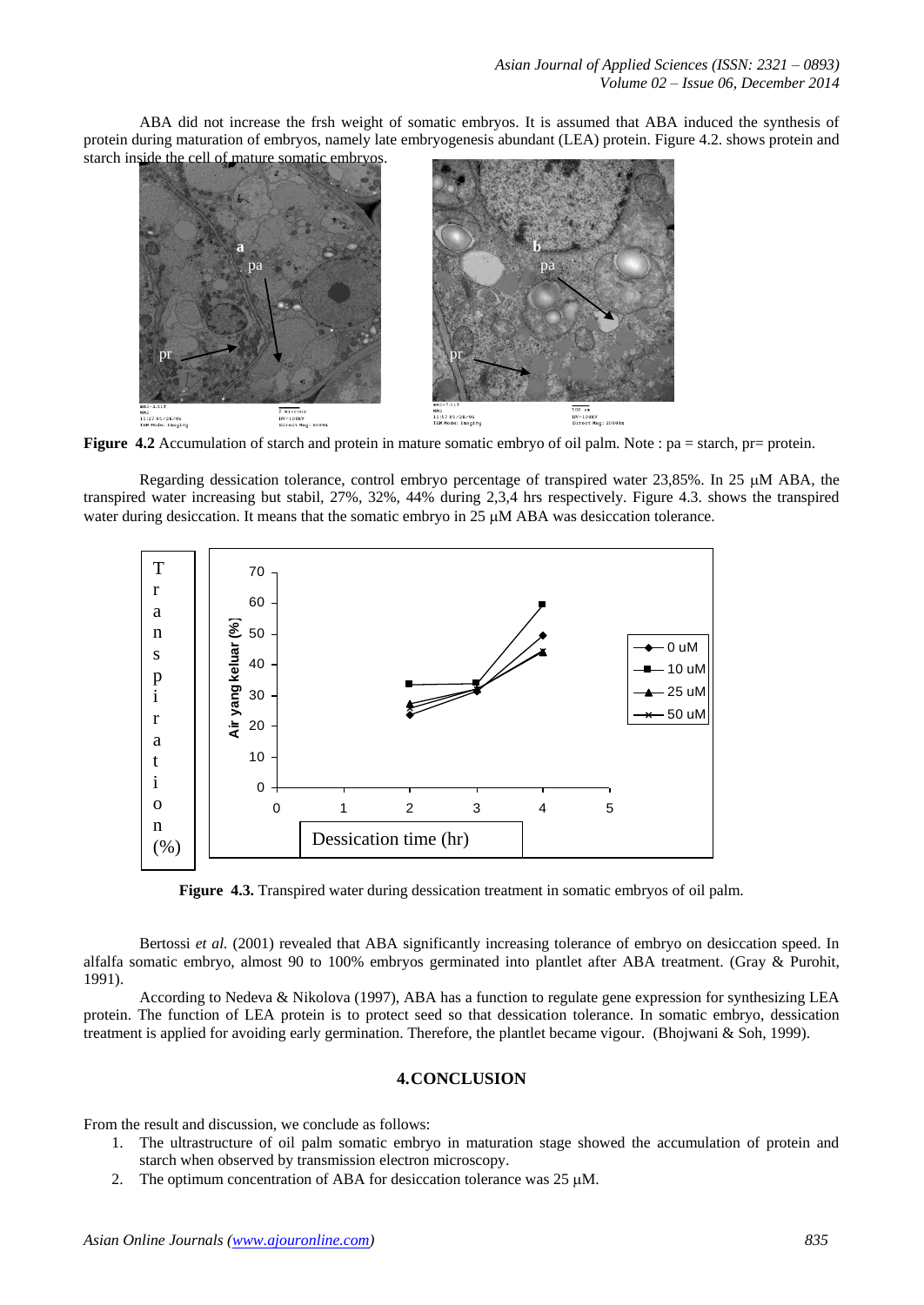ABA did not increase the frsh weight of somatic embryos. It is assumed that ABA induced the synthesis of protein during maturation of embryos, namely late embryogenesis abundant (LEA) protein. Figure 4.2. shows protein and starch inside the cell of mature somatic embryos.

**Figure 4.2** Accumulation of starch and protein in mature somatic embryo of oil palm. Note : pa = starch, pr= protein.

Regarding dessication tolerance, control embryo percentage of transpired water 23,85%. In 25 μM ABA, the transpired water increasing but stabil, 27%, 32%, 44% during 2,3,4 hrs respectively. Figure 4.3. shows the transpired water during desiccation. It means that the somatic embryo in 25 μM ABA was desiccation tolerance.

**Figure 4.3.** Transpired water during dessication treatment in somatic embryos of oil palm.

Bertossi *et al.* (2001) revealed that ABA significantly increasing tolerance of embryo on desiccation speed. In alfalfa somatic embryo, almost 90 to 100% embryos germinated into plantlet after ABA treatment. (Gray & Purohit, 1991).

According to Nedeva & Nikolova (1997), ABA has a function to regulate gene expression for synthesizing LEA protein. The function of LEA protein is to protect seed so that dessication tolerance. In somatic embryo, dessication treatment is applied for avoiding early germination. Therefore, the plantlet became vigour. (Bhojwani & Soh, 1999).

## 4. CONCLUSION

From the result and discussion, we conclude as follows:

1. The ultrastructure of oil palm somatic embryo in maturation stage showed the accumulation of protein and starch when observed by transmission electron microscopy.
2. The optimum concentration of ABA for desiccation tolerance was 25 μM.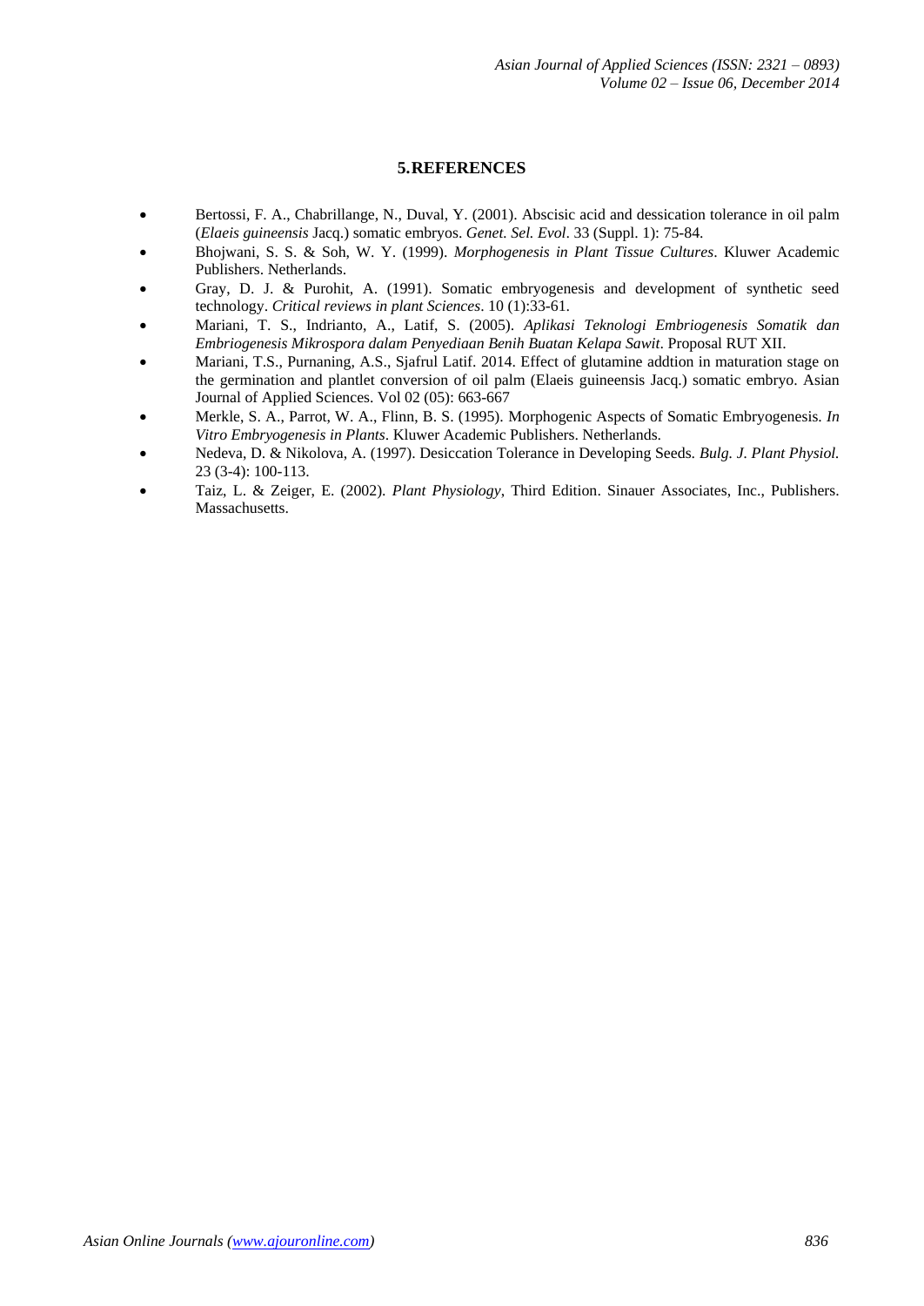## 5. REFERENCES

- Bertossi, F. A., Chabrillange, N., Duval, Y. (2001). Abscisic acid and dessication tolerance in oil palm (*Elaeis guineensis* Jacq.) somatic embryos. *Genet. Sel. Evol*. 33 (Suppl. 1): 75-84.
- Bhojwani, S. S. & Soh, W. Y. (1999). *Morphogenesis in Plant Tissue Cultures*. Kluwer Academic Publishers. Netherlands.
- Gray, D. J. & Purohit, A. (1991). Somatic embryogenesis and development of synthetic seed technology. *Critical reviews in plant Sciences*. 10 (1):33-61.
- Mariani, T. S., Indrianto, A., Latif, S. (2005). *Aplikasi Teknologi Embriogenesis Somatik dan Embriogenesis Mikrospora dalam Penyediaan Benih Buatan Kelapa Sawit*. Proposal RUT XII.
- Mariani, T.S., Purnaning, A.S., Sjafrul Latif. 2014. Effect of glutamine addtion in maturation stage on the germination and plantlet conversion of oil palm (Elaeis guineensis Jacq.) somatic embryo. Asian Journal of Applied Sciences. Vol 02 (05): 663-667
- Merkle, S. A., Parrot, W. A., Flinn, B. S. (1995). Morphogenic Aspects of Somatic Embryogenesis. *In Vitro Embryogenesis in Plants*. Kluwer Academic Publishers. Netherlands.
- Nedeva, D. & Nikolova, A. (1997). Desiccation Tolerance in Developing Seeds. *Bulg. J. Plant Physiol.* 23 (3-4): 100-113.
- Taiz, L. & Zeiger, E. (2002). *Plant Physiology*, Third Edition. Sinauer Associates, Inc., Publishers. Massachusetts.